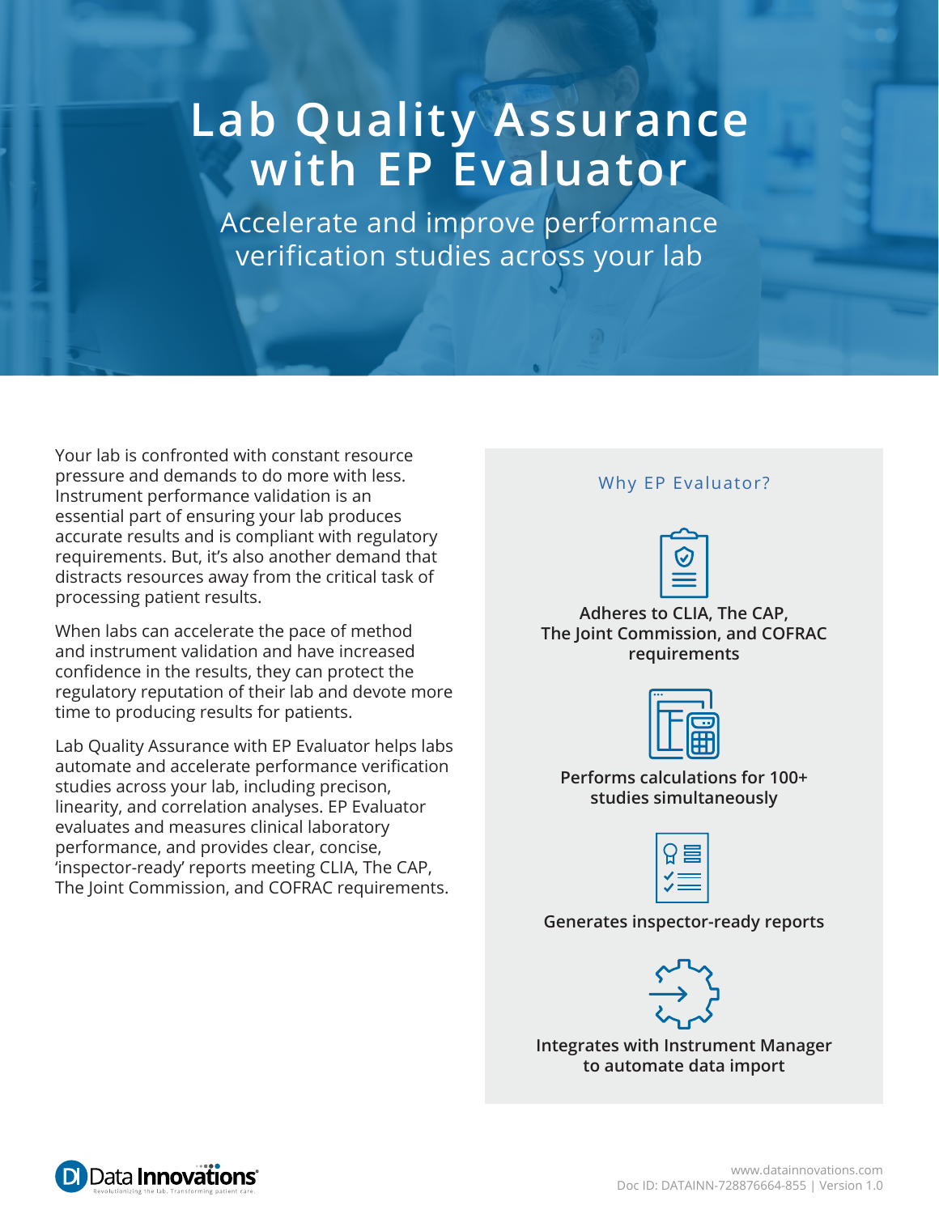# Lab Quality Assurance with EP Evaluator

## Accelerate and improve performance verification studies across your lab

Your lab is confronted with constant resource pressure and demands to do more with less. Instrument performance validation is an essential part of ensuring your lab produces accurate results and is compliant with regulatory requirements. But, it's also another demand that distracts resources away from the critical task of processing patient results.

When labs can accelerate the pace of method and instrument validation and have increased confidence in the results, they can protect the regulatory reputation of their lab and devote more time to producing results for patients.

Lab Quality Assurance with EP Evaluator helps labs automate and accelerate performance verification studies across your lab, including precison, linearity, and correlation analyses. EP Evaluator evaluates and measures clinical laboratory performance, and provides clear, concise, 'inspector-ready' reports meeting CLIA, The CAP, The Joint Commission, and COFRAC requirements.

### Why EP Evaluator?

**Adheres to CLIA, The CAP, The Joint Commission, and COFRAC requirements**

**Performs calculations for 100+ studies simultaneously**

**Generates inspector-ready reports**

**Integrates with Instrument Manager to automate data import**

Data Innovations — Revolutionizing the lab. Transforming patient care.

www.datainnovations.com
Doc ID: DATAINN-728876664-855 | Version 1.0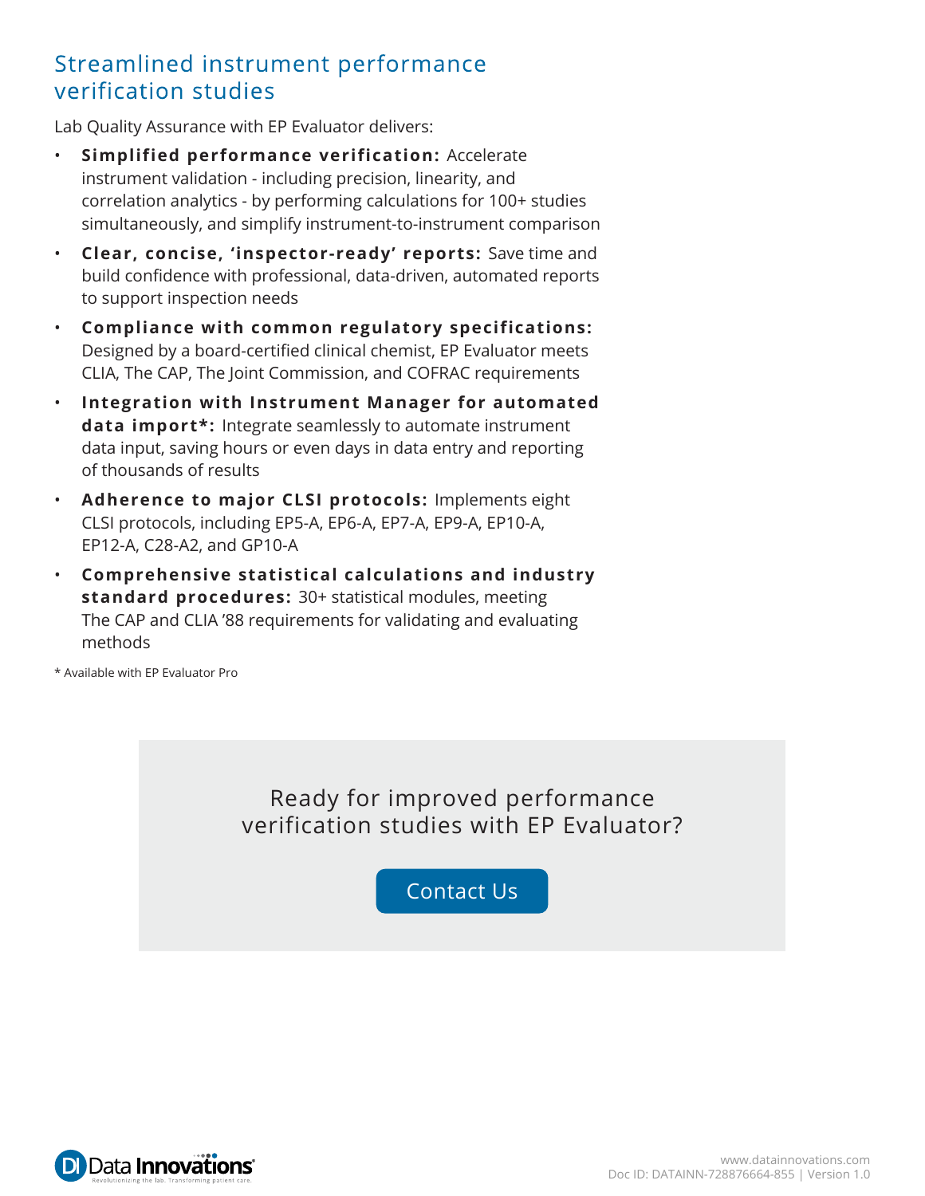## Streamlined instrument performance verification studies

Lab Quality Assurance with EP Evaluator delivers:

- **Simplified performance verification:** Accelerate instrument validation - including precision, linearity, and correlation analytics - by performing calculations for 100+ studies simultaneously, and simplify instrument-to-instrument comparison
- **Clear, concise, 'inspector-ready' reports:** Save time and build confidence with professional, data-driven, automated reports to support inspection needs
- **Compliance with common regulatory specifications:** Designed by a board-certified clinical chemist, EP Evaluator meets CLIA, The CAP, The Joint Commission, and COFRAC requirements
- **Integration with Instrument Manager for automated data import*:** Integrate seamlessly to automate instrument data input, saving hours or even days in data entry and reporting of thousands of results
- **Adherence to major CLSI protocols:** Implements eight CLSI protocols, including EP5-A, EP6-A, EP7-A, EP9-A, EP10-A, EP12-A, C28-A2, and GP10-A
- **Comprehensive statistical calculations and industry standard procedures:** 30+ statistical modules, meeting The CAP and CLIA '88 requirements for validating and evaluating methods

* Available with EP Evaluator Pro

Ready for improved performance verification studies with EP Evaluator?

Contact Us

Data Innovations

Revolutionizing the lab. Transforming patient care.

www.datainnovations.com
Doc ID: DATAINN-728876664-855 | Version 1.0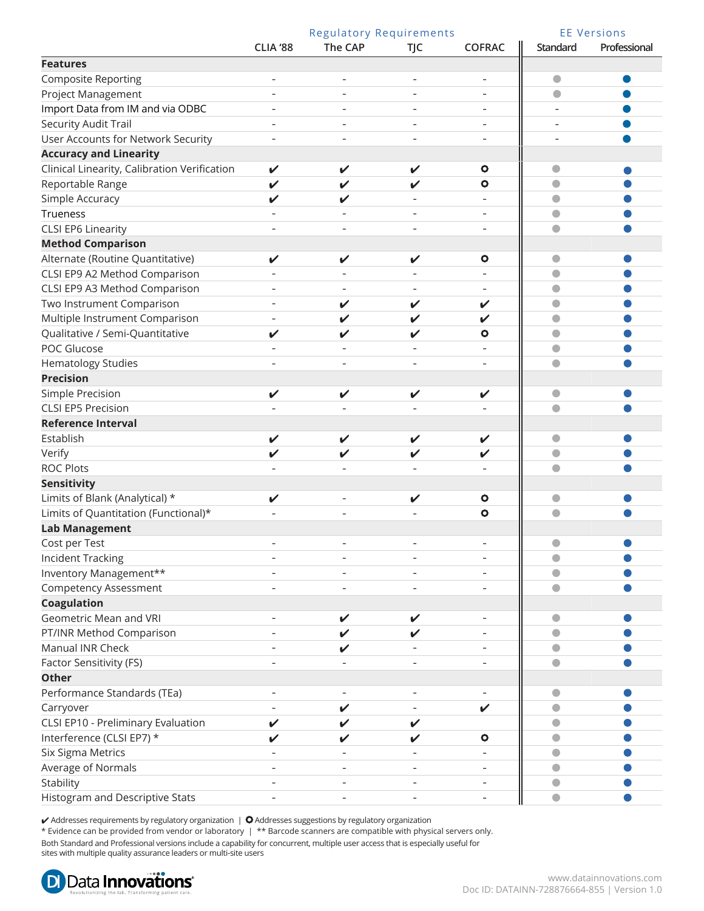| | Regulatory Requirements | | | | EE Versions | |
|---|---|---|---|---|---|---|
| | CLIA '88 | The CAP | TJC | COFRAC | Standard | Professional |
| **Features** | | | | | | |
| Composite Reporting | - | - | - | - | ● | ● |
| Project Management | - | - | - | - | ● | ● |
| Import Data from IM and via ODBC | - | - | - | - | - | ● |
| Security Audit Trail | - | - | - | - | - | ● |
| User Accounts for Network Security | - | - | - | - | - | ● |
| **Accuracy and Linearity** | | | | | | |
| Clinical Linearity, Calibration Verification | ✔ | ✔ | ✔ | ○ | ● | ● |
| Reportable Range | ✔ | ✔ | ✔ | ○ | ● | ● |
| Simple Accuracy | ✔ | ✔ | - | - | ● | ● |
| Trueness | - | - | - | - | ● | ● |
| CLSI EP6 Linearity | - | - | - | - | ● | ● |
| **Method Comparison** | | | | | | |
| Alternate (Routine Quantitative) | ✔ | ✔ | ✔ | ○ | ● | ● |
| CLSI EP9 A2 Method Comparison | - | - | - | - | ● | ● |
| CLSI EP9 A3 Method Comparison | - | - | - | - | ● | ● |
| Two Instrument Comparison | - | ✔ | ✔ | ✔ | ● | ● |
| Multiple Instrument Comparison | - | ✔ | ✔ | ✔ | ● | ● |
| Qualitative / Semi-Quantitative | ✔ | ✔ | ✔ | ○ | ● | ● |
| POC Glucose | - | - | - | - | ● | ● |
| Hematology Studies | - | - | - | - | ● | ● |
| **Precision** | | | | | | |
| Simple Precision | ✔ | ✔ | ✔ | ✔ | ● | ● |
| CLSI EP5 Precision | - | - | - | - | ● | ● |
| **Reference Interval** | | | | | | |
| Establish | ✔ | ✔ | ✔ | ✔ | ● | ● |
| Verify | ✔ | ✔ | ✔ | ✔ | ● | ● |
| ROC Plots | - | - | - | - | ● | ● |
| **Sensitivity** | | | | | | |
| Limits of Blank (Analytical) * | ✔ | - | ✔ | ○ | ● | ● |
| Limits of Quantitation (Functional)* | - | - | - | ○ | ● | ● |
| **Lab Management** | | | | | | |
| Cost per Test | - | - | - | - | ● | ● |
| Incident Tracking | - | - | - | - | ● | ● |
| Inventory Management** | - | - | - | - | ● | ● |
| Competency Assessment | - | - | - | - | ● | ● |
| **Coagulation** | | | | | | |
| Geometric Mean and VRI | - | ✔ | ✔ | - | ● | ● |
| PT/INR Method Comparison | - | ✔ | ✔ | - | ● | ● |
| Manual INR Check | - | ✔ | - | - | ● | ● |
| Factor Sensitivity (FS) | - | - | - | - | ● | ● |
| **Other** | | | | | | |
| Performance Standards (TEa) | - | - | - | - | ● | ● |
| Carryover | - | ✔ | - | ✔ | ● | ● |
| CLSI EP10 - Preliminary Evaluation | ✔ | ✔ | ✔ | | ● | ● |
| Interference (CLSI EP7) * | ✔ | ✔ | ✔ | ○ | ● | ● |
| Six Sigma Metrics | - | - | - | - | ● | ● |
| Average of Normals | - | - | - | - | ● | ● |
| Stability | - | - | - | - | ● | ● |
| Histogram and Descriptive Stats | - | - | - | - | ● | ● |

✔ Addresses requirements by regulatory organization | ○ Addresses suggestions by regulatory organization

* Evidence can be provided from vendor or laboratory | ** Barcode scanners are compatible with physical servers only.

Both Standard and Professional versions include a capability for concurrent, multiple user access that is especially useful for sites with multiple quality assurance leaders or multi-site users

Data Innovations — Revolutionizing the lab. Transforming patient care.

www.datainnovations.com

Doc ID: DATAINN-728876664-855 | Version 1.0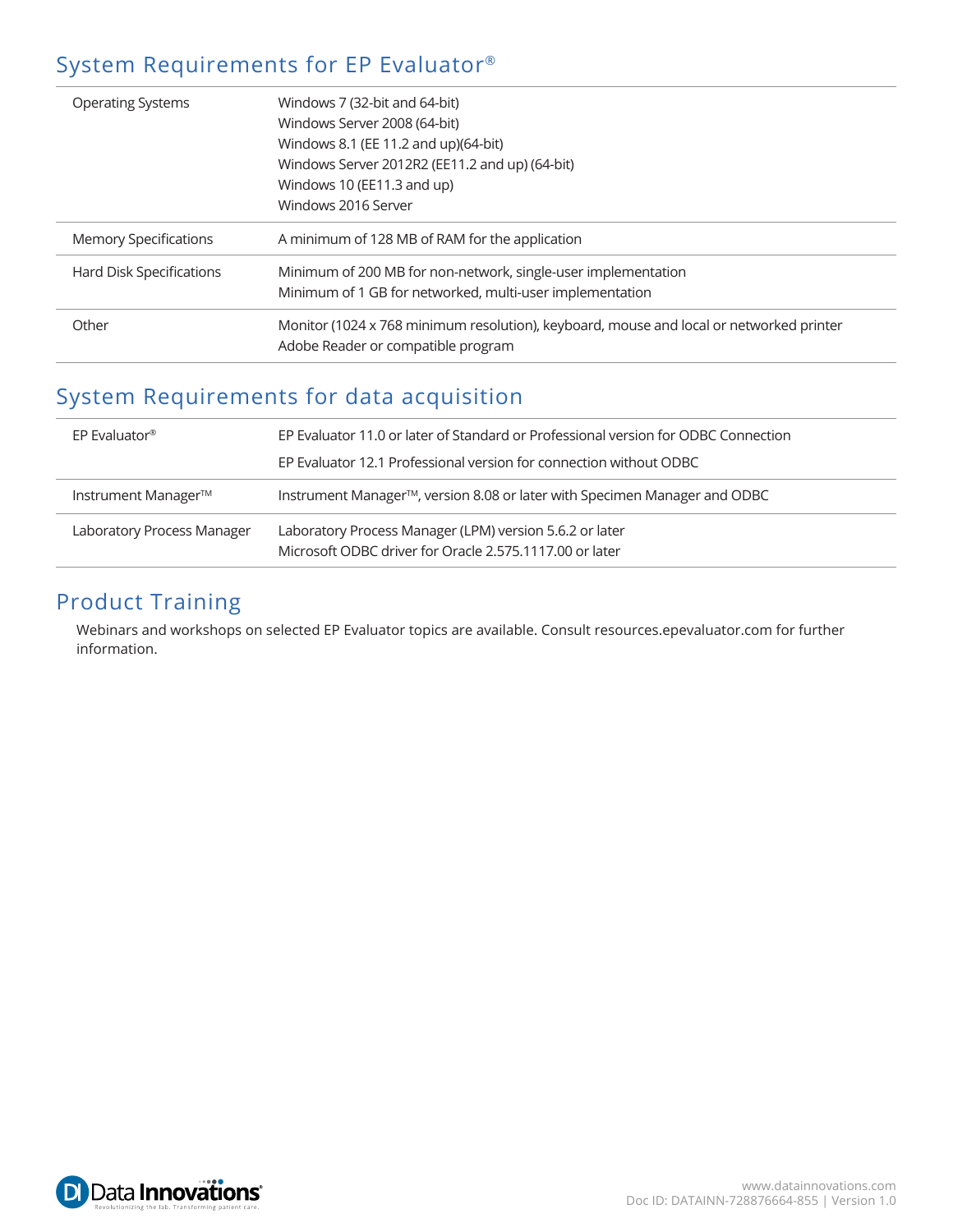## System Requirements for EP Evaluator®

| | |
|---|---|
| Operating Systems | Windows 7 (32-bit and 64-bit)<br>Windows Server 2008 (64-bit)<br>Windows 8.1 (EE 11.2 and up)(64-bit)<br>Windows Server 2012R2 (EE11.2 and up) (64-bit)<br>Windows 10 (EE11.3 and up)<br>Windows 2016 Server |
| Memory Specifications | A minimum of 128 MB of RAM for the application |
| Hard Disk Specifications | Minimum of 200 MB for non-network, single-user implementation<br>Minimum of 1 GB for networked, multi-user implementation |
| Other | Monitor (1024 x 768 minimum resolution), keyboard, mouse and local or networked printer<br>Adobe Reader or compatible program |

## System Requirements for data acquisition

| | |
|---|---|
| EP Evaluator® | EP Evaluator 11.0 or later of Standard or Professional version for ODBC Connection<br>EP Evaluator 12.1 Professional version for connection without ODBC |
| Instrument Manager™ | Instrument Manager™, version 8.08 or later with Specimen Manager and ODBC |
| Laboratory Process Manager | Laboratory Process Manager (LPM) version 5.6.2 or later<br>Microsoft ODBC driver for Oracle 2.575.1117.00 or later |

## Product Training

Webinars and workshops on selected EP Evaluator topics are available. Consult resources.epevaluator.com for further information.

Data Innovations
Revolutionizing the lab. Transforming patient care.

www.datainnovations.com
Doc ID: DATAINN-728876664-855 | Version 1.0